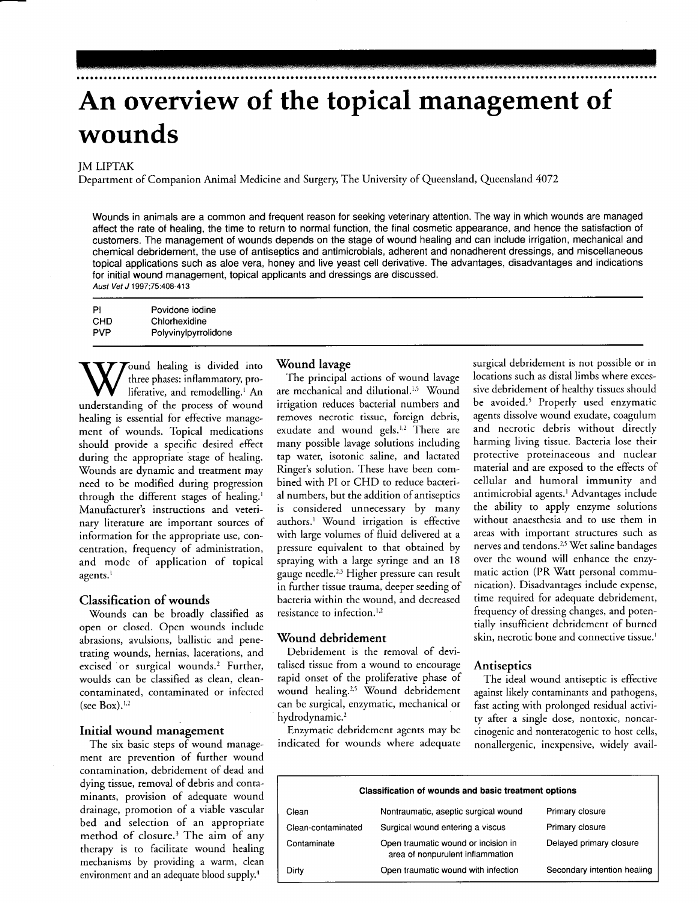# An overview of the topical management of wounds

JM LIPTAK

Department of Companion Animal Medicine and Surgery, The University of Queensland, Queensland 4072

Wounds in animals are a common and frequent reason for seeking veterinary attention. The way in which wounds are managed affect the rate of healing, the time to return to normal function, the final cosmetic appearance, and hence the satisfaction of customers. The management of wounds depends on the stage of wound healing and can include irrigation, mechanical and chemical debridement, the use of antiseptics and antimicrobials, adherent and nonadherent dressings, and miscellaneous topical applications such as aloe vera, honey and live yeast cell derivative. The advantages, disadvantages and indications for initial wound management, topical applicants and dressings are discussed.

*Aust Vet J* 1997;75:408-413

| | |
|---|---|
| PI | Povidone iodine |
| CHD | Chlorhexidine |
| PVP | Polyvinylpyrrolidone |

Wound healing is divided into three phases: inflammatory, proliferative, and remodelling.[1] An understanding of the process of wound healing is essential for effective management of wounds. Topical medications should provide a specific desired effect during the appropriate stage of healing. Wounds are dynamic and treatment may need to be modified during progression through the different stages of healing.[1] Manufacturer's instructions and veterinary literature are important sources of information for the appropriate use, concentration, frequency of administration, and mode of application of topical agents.[1]

## Classification of wounds

Wounds can be broadly classified as open or closed. Open wounds include abrasions, avulsions, ballistic and penetrating wounds, hernias, lacerations, and excised or surgical wounds.[2] Further, woulds can be classified as clean, clean-contaminated, contaminated or infected (see Box).[1,2]

## Initial wound management

The six basic steps of wound management are prevention of further wound contamination, debridement of dead and dying tissue, removal of debris and contaminants, provision of adequate wound drainage, promotion of a viable vascular bed and selection of an appropriate method of closure.[3] The aim of any therapy is to facilitate wound healing mechanisms by providing a warm, clean environment and an adequate blood supply.[4]

## Wound lavage

The principal actions of wound lavage are mechanical and dilutional.[1,5] Wound irrigation reduces bacterial numbers and removes necrotic tissue, foreign debris, exudate and wound gels.[1,2] There are many possible lavage solutions including tap water, isotonic saline, and lactated Ringer's solution. These have been combined with PI or CHD to reduce bacterial numbers, but the addition of antiseptics is considered unnecessary by many authors.[1] Wound irrigation is effective with large volumes of fluid delivered at a pressure equivalent to that obtained by spraying with a large syringe and an 18 gauge needle.[2,3] Higher pressure can result in further tissue trauma, deeper seeding of bacteria within the wound, and decreased resistance to infection.[1,2]

## Wound debridement

Debridement is the removal of devitalised tissue from a wound to encourage rapid onset of the proliferative phase of wound healing.[2,5] Wound debridement can be surgical, enzymatic, mechanical or hydrodynamic.[2]

Enzymatic debridement agents may be indicated for wounds where adequate surgical debridement is not possible or in locations such as distal limbs where excessive debridement of healthy tissues should be avoided.[5] Properly used enzymatic agents dissolve wound exudate, coagulum and necrotic debris without directly harming living tissue. Bacteria lose their protective proteinaceous and nuclear material and are exposed to the effects of cellular and humoral immunity and antimicrobial agents.[1] Advantages include the ability to apply enzyme solutions without anaesthesia and to use them in areas with important structures such as nerves and tendons.[2,5] Wet saline bandages over the wound will enhance the enzymatic action (PR Watt personal communication). Disadvantages include expense, time required for adequate debridement, frequency of dressing changes, and potentially insufficient debridement of burned skin, necrotic bone and connective tissue.[1]

## Antiseptics

The ideal wound antiseptic is effective against likely contaminants and pathogens, fast acting with prolonged residual activity after a single dose, nontoxic, noncarcinogenic and nonteratogenic to host cells, nonallergenic, inexpensive, widely avail-

**Classification of wounds and basic treatment options**

| | | |
|---|---|---|
| Clean | Nontraumatic, aseptic surgical wound | Primary closure |
| Clean-contaminated | Surgical wound entering a viscus | Primary closure |
| Contaminate | Open traumatic wound or incision in area of nonpurulent inflammation | Delayed primary closure |
| Dirty | Open traumatic wound with infection | Secondary intention healing |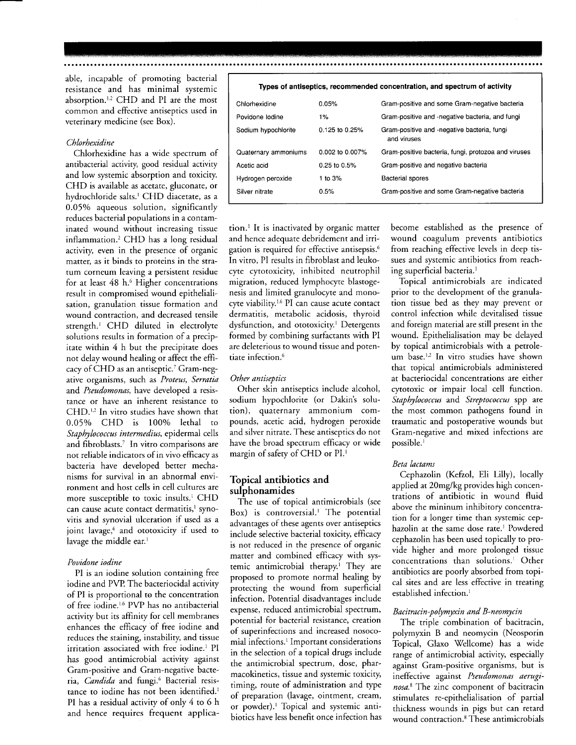able, incapable of promoting bacterial resistance and has minimal systemic absorption.[1,2] CHD and PI are the most common and effective antiseptics used in veterinary medicine (see Box).

**Types of antiseptics, recommended concentration, and spectrum of activity**

| Antiseptic | Concentration | Spectrum of activity |
|---|---|---|
| Chlorhexidine | 0.05% | Gram-positive and some Gram-negative bacteria |
| Povidone Iodine | 1% | Gram-positive and -negative bacteria, and fungi |
| Sodium hypochlorite | 0.125 to 0.25% | Gram-positive and -negative bacteria, fungi and viruses |
| Quaternary ammoniums | 0.002 to 0.007% | Gram-positive bacteria, fungi, protozoa and viruses |
| Acetic acid | 0.25 to 0.5% | Gram-positive and negative bacteria |
| Hydrogen peroxide | 1 to 3% | Bacterial spores |
| Silver nitrate | 0.5% | Gram-positive and some Gram-negative bacteria |

*Chlorhexidine*

Chlorhexidine has a wide spectrum of antibacterial activity, good residual activity and low systemic absorption and toxicity. CHD is available as acetate, gluconate, or hydrochloride salts.[1] CHD diacetate, as a 0.05% aqueous solution, significantly reduces bacterial populations in a contaminated wound without increasing tissue inflammation.[2] CHD has a long residual activity, even in the presence of organic matter, as it binds to proteins in the stratum corneum leaving a persistent residue for at least 48 h.[6] Higher concentrations result in compromised wound epithelialisation, granulation tissue formation and wound contraction, and decreased tensile strength.[1] CHD diluted in electrolyte solutions results in formation of a precipitate within 4 h but the precipitate does not delay wound healing or affect the efficacy of CHD as an antiseptic.[7] Gram-negative organisms, such as *Proteus*, *Serratia* and *Pseudomonas*, have developed a resistance or have an inherent resistance to CHD.[1,2] In vitro studies have shown that 0.05% CHD is 100% lethal to *Staphylococcus intermedius*, epidermal cells and fibroblasts.[7] In vitro comparisons are not reliable indicators of in vivo efficacy as bacteria have developed better mechanisms for survival in an abnormal environment and host cells in cell cultures are more susceptible to toxic insults.[1] CHD can cause acute contact dermatitis,[1] synovitis and synovial ulceration if used as a joint lavage,[6] and ototoxicity if used to lavage the middle ear.[1]

*Povidone iodine*

PI is an iodine solution containing free iodine and PVP. The bacteriocidal activity of PI is proportional to the concentration of free iodine.[1,6] PVP has no antibacterial activity but its affinity for cell membranes enhances the efficacy of free iodine and reduces the staining, instability, and tissue irritation associated with free iodine.[1] PI has good antimicrobial activity against Gram-positive and Gram-negative bacteria, *Candida* and fungi.[6] Bacterial resistance to iodine has not been identified.[1] PI has a residual activity of only 4 to 6 h and hence requires frequent application.[1] It is inactivated by organic matter and hence adequate debridement and irrigation is required for effective antisepsis.[6] In vitro, PI results in fibroblast and leukocyte cytotoxicity, inhibited neutrophil migration, reduced lymphocyte blastogenesis and limited granulocyte and monocyte viability.[1,6] PI can cause acute contact dermatitis, metabolic acidosis, thyroid dysfunction, and ototoxicity.[1] Detergents formed by combining surfactants with PI are deleterious to wound tissue and potentiate infection.[6]

*Other antiseptics*

Other skin antiseptics include alcohol, sodium hypochlorite (or Dakin's solution), quaternary ammonium compounds, acetic acid, hydrogen peroxide and silver nitrate. These antiseptics do not have the broad spectrum efficacy or wide margin of safety of CHD or PI.[1]

## Topical antibiotics and sulphonamides

The use of topical antimicrobials (see Box) is controversial.[1] The potential advantages of these agents over antiseptics include selective bacterial toxicity, efficacy is not reduced in the presence of organic matter and combined efficacy with systemic antimicrobial therapy.[1] They are proposed to promote normal healing by protecting the wound from superficial infection. Potential disadvantages include expense, reduced antimicrobial spectrum, potential for bacterial resistance, creation of superinfections and increased nosocomial infections.[1] Important considerations in the selection of a topical drugs include the antimicrobial spectrum, dose, pharmacokinetics, tissue and systemic toxicity, timing, route of administration and type of preparation (lavage, ointment, cream, or powder).[1] Topical and systemic antibiotics have less benefit once infection has become established as the presence of wound coagulum prevents antibiotics from reaching effective levels in deep tissues and systemic antibiotics from reaching superficial bacteria.[1]

Topical antimicrobials are indicated prior to the development of the granulation tissue bed as they may prevent or control infection while devitalised tissue and foreign material are still present in the wound. Epithelialisation may be delayed by topical antimicrobials with a petroleum base.[1,2] In vitro studies have shown that topical antimicrobials administered at bacteriocidal concentrations are either cytotoxic or impair local cell function. *Staphylococcus* and *Streptococcus* spp are the most common pathogens found in traumatic and postoperative wounds but Gram-negative and mixed infections are possible.[1]

*Beta lactams*

Cephazolin (Kefzol, Eli Lilly), locally applied at 20mg/kg provides high concentrations of antibiotic in wound fluid above the mininum inhibitory concentration for a longer time than systemic cephazolin at the same dose rate.[1] Powdered cephazolin has been used topically to provide higher and more prolonged tissue concentrations than solutions.[1] Other antibiotics are poorly absorbed from topical sites and are less effective in treating established infection.[1]

*Bacitracin-polymyxin and B-neomycin*

The triple combination of bacitracin, polymyxin B and neomycin (Neosporin Topical, Glaxo Wellcome) has a wide range of antimicrobial activity, especially against Gram-positive organisms, but is ineffective against *Pseudomonas aeruginosa*.[8] The zinc component of bacitracin stimulates re-epithelialisation of partial thickness wounds in pigs but can retard wound contraction.[8] These antimicrobials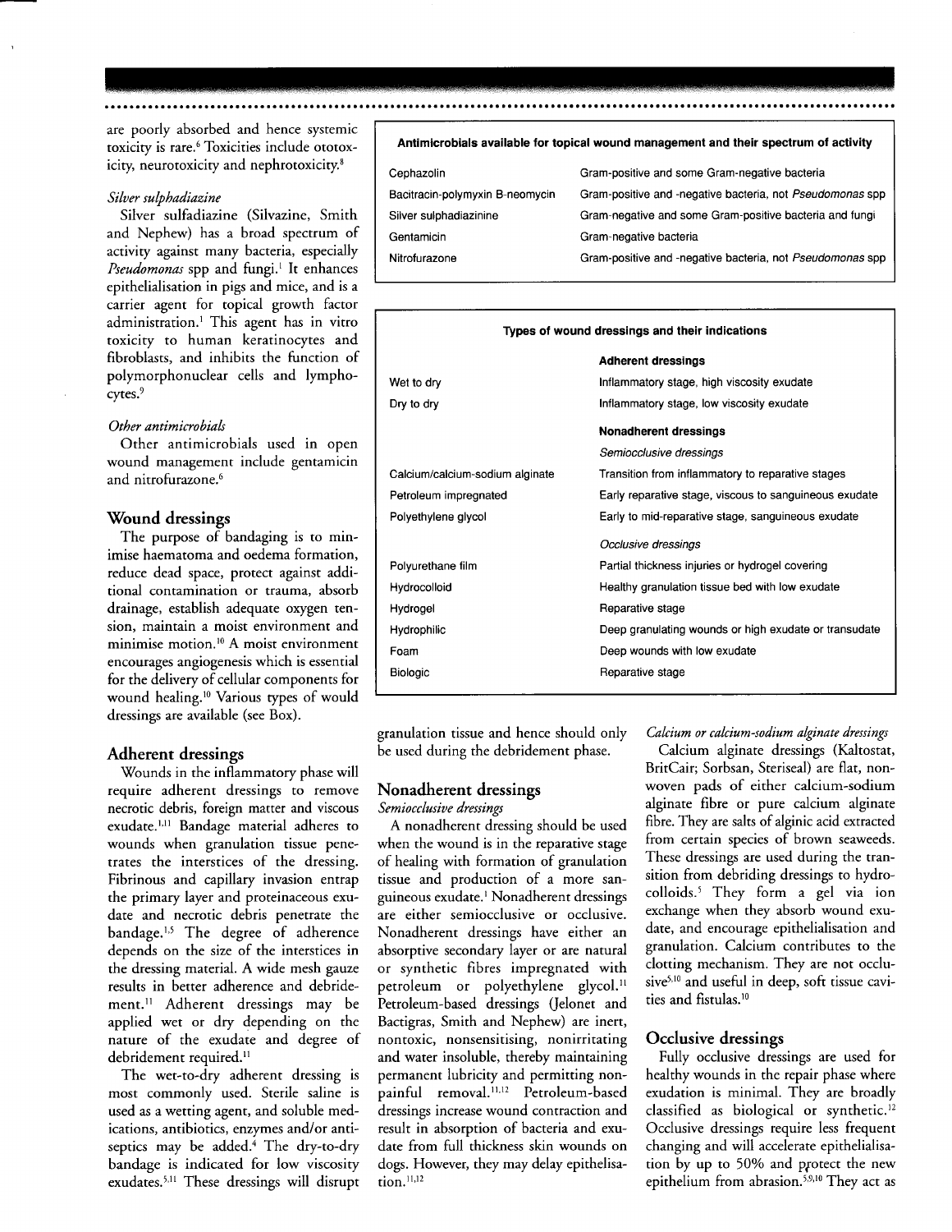are poorly absorbed and hence systemic toxicity is rare.[6] Toxicities include ototoxicity, neurotoxicity and nephrotoxicity.[8]

*Silver sulphadiazine*

Silver sulfadiazine (Silvazine, Smith and Nephew) has a broad spectrum of activity against many bacteria, especially *Pseudomonas* spp and fungi.[1] It enhances epithelialisation in pigs and mice, and is a carrier agent for topical growth factor administration.[1] This agent has in vitro toxicity to human keratinocytes and fibroblasts, and inhibits the function of polymorphonuclear cells and lymphocytes.[9]

*Other antimicrobials*

Other antimicrobials used in open wound management include gentamicin and nitrofurazone.[6]

**Antimicrobials available for topical wound management and their spectrum of activity**

| | |
|---|---|
| Cephazolin | Gram-positive and some Gram-negative bacteria |
| Bacitracin-polymyxin B-neomycin | Gram-positive and -negative bacteria, not *Pseudomonas* spp |
| Silver sulphadiazinine | Gram-negative and some Gram-positive bacteria and fungi |
| Gentamicin | Gram-negative bacteria |
| Nitrofurazone | Gram-positive and -negative bacteria, not *Pseudomonas* spp |

## Wound dressings

The purpose of bandaging is to minimise haematoma and oedema formation, reduce dead space, protect against additional contamination or trauma, absorb drainage, establish adequate oxygen tension, maintain a moist environment and minimise motion.[10] A moist environment encourages angiogenesis which is essential for the delivery of cellular components for wound healing.[10] Various types of would dressings are available (see Box).

**Types of wound dressings and their indications**

| | |
|---|---|
| | **Adherent dressings** |
| Wet to dry | Inflammatory stage, high viscosity exudate |
| Dry to dry | Inflammatory stage, low viscosity exudate |
| | **Nonadherent dressings** |
| | *Semiocclusive dressings* |
| Calcium/calcium-sodium alginate | Transition from inflammatory to reparative stages |
| Petroleum impregnated | Early reparative stage, viscous to sanguineous exudate |
| Polyethylene glycol | Early to mid-reparative stage, sanguineous exudate |
| | *Occlusive dressings* |
| Polyurethane film | Partial thickness injuries or hydrogel covering |
| Hydrocolloid | Healthy granulation tissue bed with low exudate |
| Hydrogel | Reparative stage |
| Hydrophilic | Deep granulating wounds or high exudate or transudate |
| Foam | Deep wounds with low exudate |
| Biologic | Reparative stage |

## Adherent dressings

Wounds in the inflammatory phase will require adherent dressings to remove necrotic debris, foreign matter and viscous exudate.[1,11] Bandage material adheres to wounds when granulation tissue penetrates the interstices of the dressing. Fibrinous and capillary invasion entrap the primary layer and proteinaceous exudate and necrotic debris penetrate the bandage.[1,5] The degree of adherence depends on the size of the interstices in the dressing material. A wide mesh gauze results in better adherence and debridement.[11] Adherent dressings may be applied wet or dry depending on the nature of the exudate and degree of debridement required.[11]

The wet-to-dry adherent dressing is most commonly used. Sterile saline is used as a wetting agent, and soluble medications, antibiotics, enzymes and/or antiseptics may be added.[4] The dry-to-dry bandage is indicated for low viscosity exudates.[5,11] These dressings will disrupt granulation tissue and hence should only be used during the debridement phase.

## Nonadherent dressings

*Semiocclusive dressings*

A nonadherent dressing should be used when the wound is in the reparative stage of healing with formation of granulation tissue and production of a more sanguineous exudate.[1] Nonadherent dressings are either semiocclusive or occlusive. Nonadherent dressings have either an absorptive secondary layer or are natural or synthetic fibres impregnated with petroleum or polyethylene glycol.[11] Petroleum-based dressings (Jelonet and Bactigras, Smith and Nephew) are inert, nontoxic, nonsensitising, nonirritating and water insoluble, thereby maintaining permanent lubricity and permitting nonpainful removal.[11,12] Petroleum-based dressings increase wound contraction and result in absorption of bacteria and exudate from full thickness skin wounds on dogs. However, they may delay epithelisation.[11,12]

*Calcium or calcium-sodium alginate dressings*

Calcium alginate dressings (Kaltostat, BritCair; Sorbsan, Steriseal) are flat, nonwoven pads of either calcium-sodium alginate fibre or pure calcium alginate fibre. They are salts of alginic acid extracted from certain species of brown seaweeds. These dressings are used during the transition from debriding dressings to hydrocolloids.[5] They form a gel via ion exchange when they absorb wound exudate, and encourage epithelialisation and granulation. Calcium contributes to the clotting mechanism. They are not occlusive[5,10] and useful in deep, soft tissue cavities and fistulas.[10]

## Occlusive dressings

Fully occlusive dressings are used for healthy wounds in the repair phase where exudation is minimal. They are broadly classified as biological or synthetic.[12] Occlusive dressings require less frequent changing and will accelerate epithelialisation by up to 50% and protect the new epithelium from abrasion.[5,9,10] They act as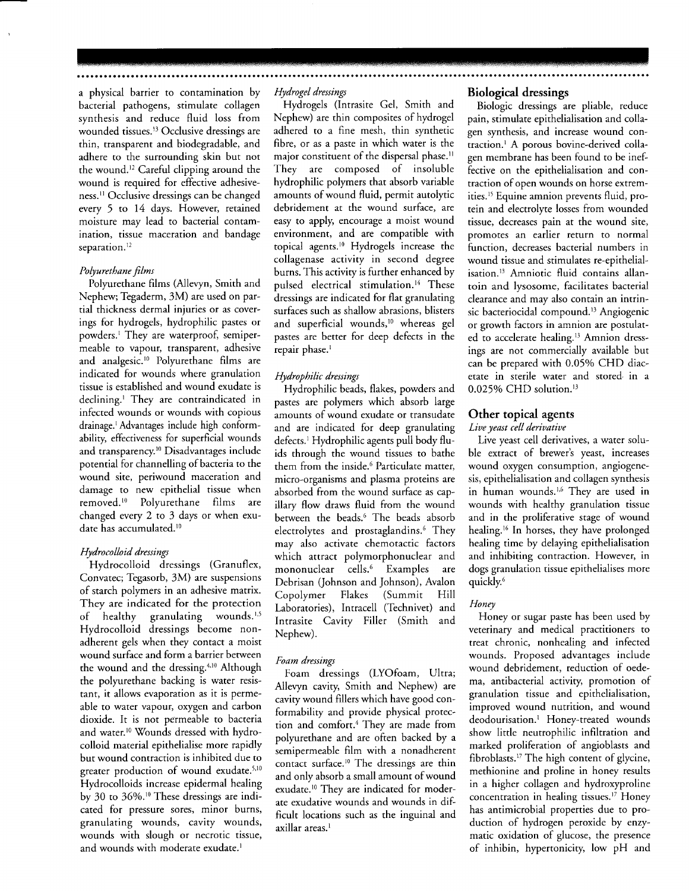a physical barrier to contamination by bacterial pathogens, stimulate collagen synthesis and reduce fluid loss from wounded tissues.[13] Occlusive dressings are thin, transparent and biodegradable, and adhere to the surrounding skin but not the wound.[12] Careful clipping around the wound is required for effective adhesiveness.[11] Occlusive dressings can be changed every 5 to 14 days. However, retained moisture may lead to bacterial contamination, tissue maceration and bandage separation.[12]

*Polyurethane films*

Polyurethane films (Allevyn, Smith and Nephew; Tegaderm, 3M) are used on partial thickness dermal injuries or as coverings for hydrogels, hydrophilic pastes or powders.[1] They are waterproof, semipermeable to vapour, transparent, adhesive and analgesic.[10] Polyurethane films are indicated for wounds where granulation tissue is established and wound exudate is declining.[1] They are contraindicated in infected wounds or wounds with copious drainage.[1] Advantages include high conformability, effectiveness for superficial wounds and transparency.[10] Disadvantages include potential for channelling of bacteria to the wound site, periwound maceration and damage to new epithelial tissue when removed.[10] Polyurethane films are changed every 2 to 3 days or when exudate has accumulated.[10]

*Hydrocolloid dressings*

Hydrocolloid dressings (Granuflex, Convatec; Tegasorb, 3M) are suspensions of starch polymers in an adhesive matrix. They are indicated for the protection of healthy granulating wounds.[1,5] Hydrocolloid dressings become nonadherent gels when they contact a moist wound surface and form a barrier between the wound and the dressing.[4,10] Although the polyurethane backing is water resistant, it allows evaporation as it is permeable to water vapour, oxygen and carbon dioxide. It is not permeable to bacteria and water.[10] Wounds dressed with hydrocolloid material epithelialise more rapidly but wound contraction is inhibited due to greater production of wound exudate.[5,10] Hydrocolloids increase epidermal healing by 30 to 36%.[10] These dressings are indicated for pressure sores, minor burns, granulating wounds, cavity wounds, wounds with slough or necrotic tissue, and wounds with moderate exudate.[1]

*Hydrogel dressings*

Hydrogels (Intrasite Gel, Smith and Nephew) are thin composites of hydrogel adhered to a fine mesh, thin synthetic fibre, or as a paste in which water is the major constituent of the dispersal phase.[11] They are composed of insoluble hydrophilic polymers that absorb variable amounts of wound fluid, permit autolytic debridement at the wound surface, are easy to apply, encourage a moist wound environment, and are compatible with topical agents.[10] Hydrogels increase the collagenase activity in second degree burns. This activity is further enhanced by pulsed electrical stimulation.[14] These dressings are indicated for flat granulating surfaces such as shallow abrasions, blisters and superficial wounds,[10] whereas gel pastes are better for deep defects in the repair phase.[1]

*Hydrophilic dressings*

Hydrophilic beads, flakes, powders and pastes are polymers which absorb large amounts of wound exudate or transudate and are indicated for deep granulating defects.[1] Hydrophilic agents pull body fluids through the wound tissues to bathe them from the inside.[6] Particulate matter, micro-organisms and plasma proteins are absorbed from the wound surface as capillary flow draws fluid from the wound between the beads.[6] The beads absorb electrolytes and prostaglandins.[6] They may also activate chemotactic factors which attract polymorphonuclear and mononuclear cells.[6] Examples are Debrisan (Johnson and Johnson), Avalon Copolymer Flakes (Summit Hill Laboratories), Intracell (Technivet) and Intrasite Cavity Filler (Smith and Nephew).

*Foam dressings*

Foam dressings (LYOfoam, Ultra; Allevyn cavity, Smith and Nephew) are cavity wound fillers which have good conformability and provide physical protection and comfort.[4] They are made from polyurethane and are often backed by a semipermeable film with a nonadherent contact surface.[10] The dressings are thin and only absorb a small amount of wound exudate.[10] They are indicated for moderate exudative wounds and wounds in difficult locations such as the inguinal and axillar areas.[1]

## Biological dressings

Biologic dressings are pliable, reduce pain, stimulate epithelialisation and collagen synthesis, and increase wound contraction.[1] A porous bovine-derived collagen membrane has been found to be ineffective on the epithelialisation and contraction of open wounds on horse extremities.[15] Equine amnion prevents fluid, protein and electrolyte losses from wounded tissue, decreases pain at the wound site, promotes an earlier return to normal function, decreases bacterial numbers in wound tissue and stimulates re-epithelialisation.[13] Amniotic fluid contains allantoin and lysosome, facilitates bacterial clearance and may also contain an intrinsic bacteriocidal compound.[13] Angiogenic or growth factors in amnion are postulated to accelerate healing.[13] Amnion dressings are not commercially available but can be prepared with 0.05% CHD diacetate in sterile water and stored in a 0.025% CHD solution.[13]

## Other topical agents

*Live yeast cell derivative*

Live yeast cell derivatives, a water soluble extract of brewer's yeast, increases wound oxygen consumption, angiogenesis, epithelialisation and collagen synthesis in human wounds.[1,6] They are used in wounds with healthy granulation tissue and in the proliferative stage of wound healing.[16] In horses, they have prolonged healing time by delaying epithelialisation and inhibiting contraction. However, in dogs granulation tissue epithelialises more quickly.[6]

*Honey*

Honey or sugar paste has been used by veterinary and medical practitioners to treat chronic, nonhealing and infected wounds. Proposed advantages include wound debridement, reduction of oedema, antibacterial activity, promotion of granulation tissue and epithelialisation, improved wound nutrition, and wound deodourisation.[1] Honey-treated wounds show little neutrophilic infiltration and marked proliferation of angioblasts and fibroblasts.[17] The high content of glycine, methionine and proline in honey results in a higher collagen and hydroxyproline concentration in healing tissues.[17] Honey has antimicrobial properties due to production of hydrogen peroxide by enzymatic oxidation of glucose, the presence of inhibin, hypertonicity, low pH and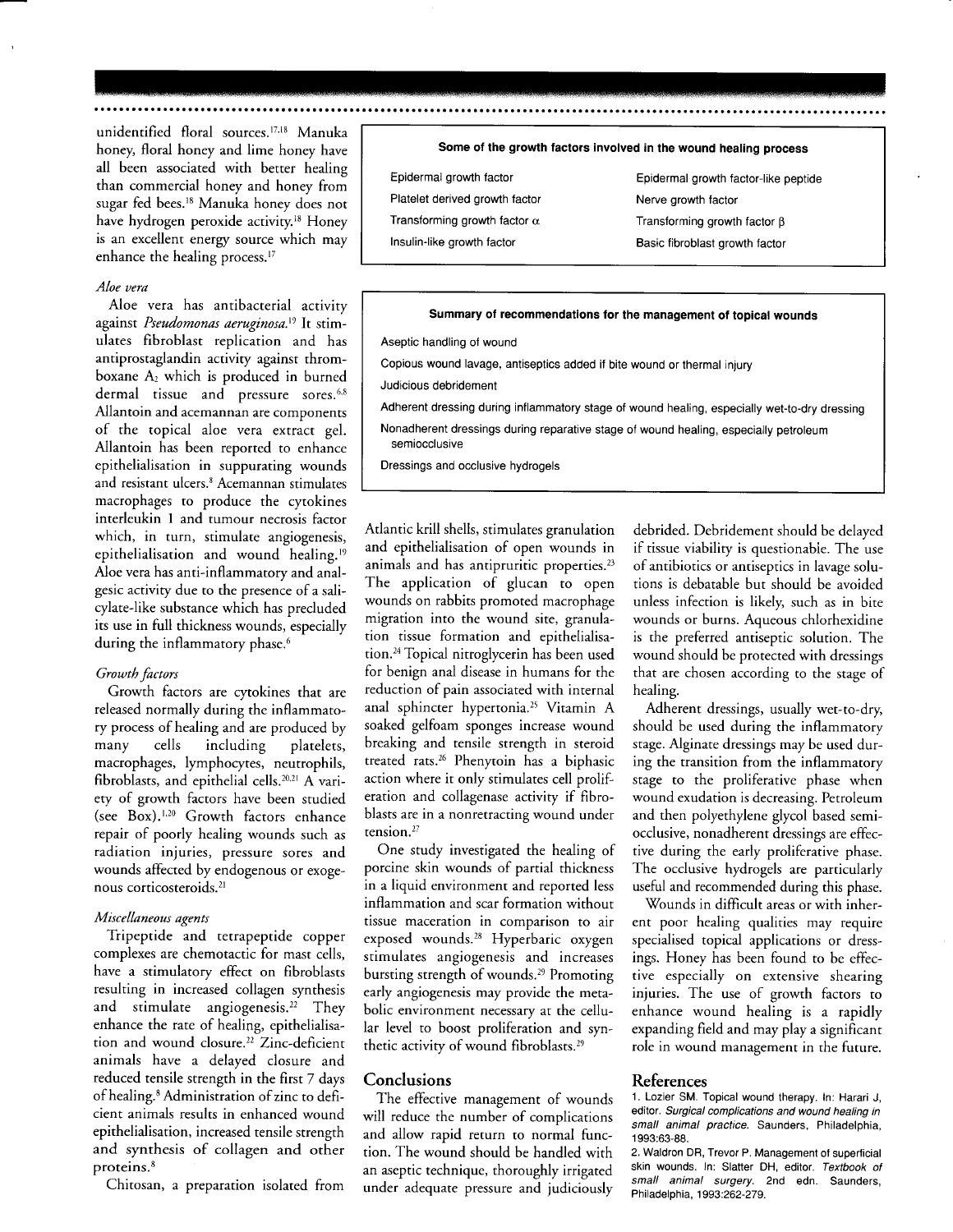unidentified floral sources.[17,18] Manuka honey, floral honey and lime honey have all been associated with better healing than commercial honey and honey from sugar fed bees.[18] Manuka honey does not have hydrogen peroxide activity.[18] Honey is an excellent energy source which may enhance the healing process.[17]

*Aloe vera*

Aloe vera has antibacterial activity against *Pseudomonas aeruginosa*.[19] It stimulates fibroblast replication and has antiprostaglandin activity against thromboxane $A_2$ which is produced in burned dermal tissue and pressure sores.[6,8] Allantoin and acemannan are components of the topical aloe vera extract gel. Allantoin has been reported to enhance epithelialisation in suppurating wounds and resistant ulcers.[8] Acemannan stimulates macrophages to produce the cytokines interleukin 1 and tumour necrosis factor which, in turn, stimulate angiogenesis, epithelialisation and wound healing.[19] Aloe vera has anti-inflammatory and analgesic activity due to the presence of a salicylate-like substance which has precluded its use in full thickness wounds, especially during the inflammatory phase.[6]

*Growth factors*

Growth factors are cytokines that are released normally during the inflammatory process of healing and are produced by many cells including platelets, macrophages, lymphocytes, neutrophils, fibroblasts, and epithelial cells.[20,21] A variety of growth factors have been studied (see Box).[1,20] Growth factors enhance repair of poorly healing wounds such as radiation injuries, pressure sores and wounds affected by endogenous or exogenous corticosteroids.[21]

**Some of the growth factors involved in the wound healing process**

| | |
|---|---|
| Epidermal growth factor | Epidermal growth factor-like peptide |
| Platelet derived growth factor | Nerve growth factor |
| Transforming growth factor $\alpha$ | Transforming growth factor $\beta$ |
| Insulin-like growth factor | Basic fibroblast growth factor |

*Miscellaneous agents*

Tripeptide and tetrapeptide copper complexes are chemotactic for mast cells, have a stimulatory effect on fibroblasts resulting in increased collagen synthesis and stimulate angiogenesis.[22] They enhance the rate of healing, epithelialisation and wound closure.[22] Zinc-deficient animals have a delayed closure and reduced tensile strength in the first 7 days of healing.[8] Administration of zinc to deficient animals results in enhanced wound epithelialisation, increased tensile strength and synthesis of collagen and other proteins.[8]

Chitosan, a preparation isolated from Atlantic krill shells, stimulates granulation and epithelialisation of open wounds in animals and has antipruritic properties.[23] The application of glucan to open wounds on rabbits promoted macrophage migration into the wound site, granulation tissue formation and epithelialisation.[24] Topical nitroglycerin has been used for benign anal disease in humans for the reduction of pain associated with internal anal sphincter hypertonia.[25] Vitamin A soaked gelfoam sponges increase wound breaking and tensile strength in steroid treated rats.[26] Phenytoin has a biphasic action where it only stimulates cell proliferation and collagenase activity if fibroblasts are in a nonretracting wound under tension.[27]

One study investigated the healing of porcine skin wounds of partial thickness in a liquid environment and reported less inflammation and scar formation without tissue maceration in comparison to air exposed wounds.[28] Hyperbaric oxygen stimulates angiogenesis and increases bursting strength of wounds.[29] Promoting early angiogenesis may provide the metabolic environment necessary at the cellular level to boost proliferation and synthetic activity of wound fibroblasts.[29]

**Summary of recommendations for the management of topical wounds**

- Aseptic handling of wound
- Copious wound lavage, antiseptics added if bite wound or thermal injury
- Judicious debridement
- Adherent dressing during inflammatory stage of wound healing, especially wet-to-dry dressing
- Nonadherent dressings during reparative stage of wound healing, especially petroleum semiocclusive
- Dressings and occlusive hydrogels

## Conclusions

The effective management of wounds will reduce the number of complications and allow rapid return to normal function. The wound should be handled with an aseptic technique, thoroughly irrigated under adequate pressure and judiciously debrided. Debridement should be delayed if tissue viability is questionable. The use of antibiotics or antiseptics in lavage solutions is debatable but should be avoided unless infection is likely, such as in bite wounds or burns. Aqueous chlorhexidine is the preferred antiseptic solution. The wound should be protected with dressings that are chosen according to the stage of healing.

Adherent dressings, usually wet-to-dry, should be used during the inflammatory stage. Alginate dressings may be used during the transition from the inflammatory stage to the proliferative phase when wound exudation is decreasing. Petroleum and then polyethylene glycol based semiocclusive, nonadherent dressings are effective during the early proliferative phase. The occlusive hydrogels are particularly useful and recommended during this phase.

Wounds in difficult areas or with inherent poor healing qualities may require specialised topical applications or dressings. Honey has been found to be effective especially on extensive shearing injuries. The use of growth factors to enhance wound healing is a rapidly expanding field and may play a significant role in wound management in the future.

## References

1. Lozier SM. Topical wound therapy. In: Harari J, editor. *Surgical complications and wound healing in small animal practice*. Saunders, Philadelphia, 1993:63-88.
2. Waldron DR, Trevor P. Management of superficial skin wounds. In: Slatter DH, editor. *Textbook of small animal surgery*. 2nd edn. Saunders, Philadelphia, 1993:262-279.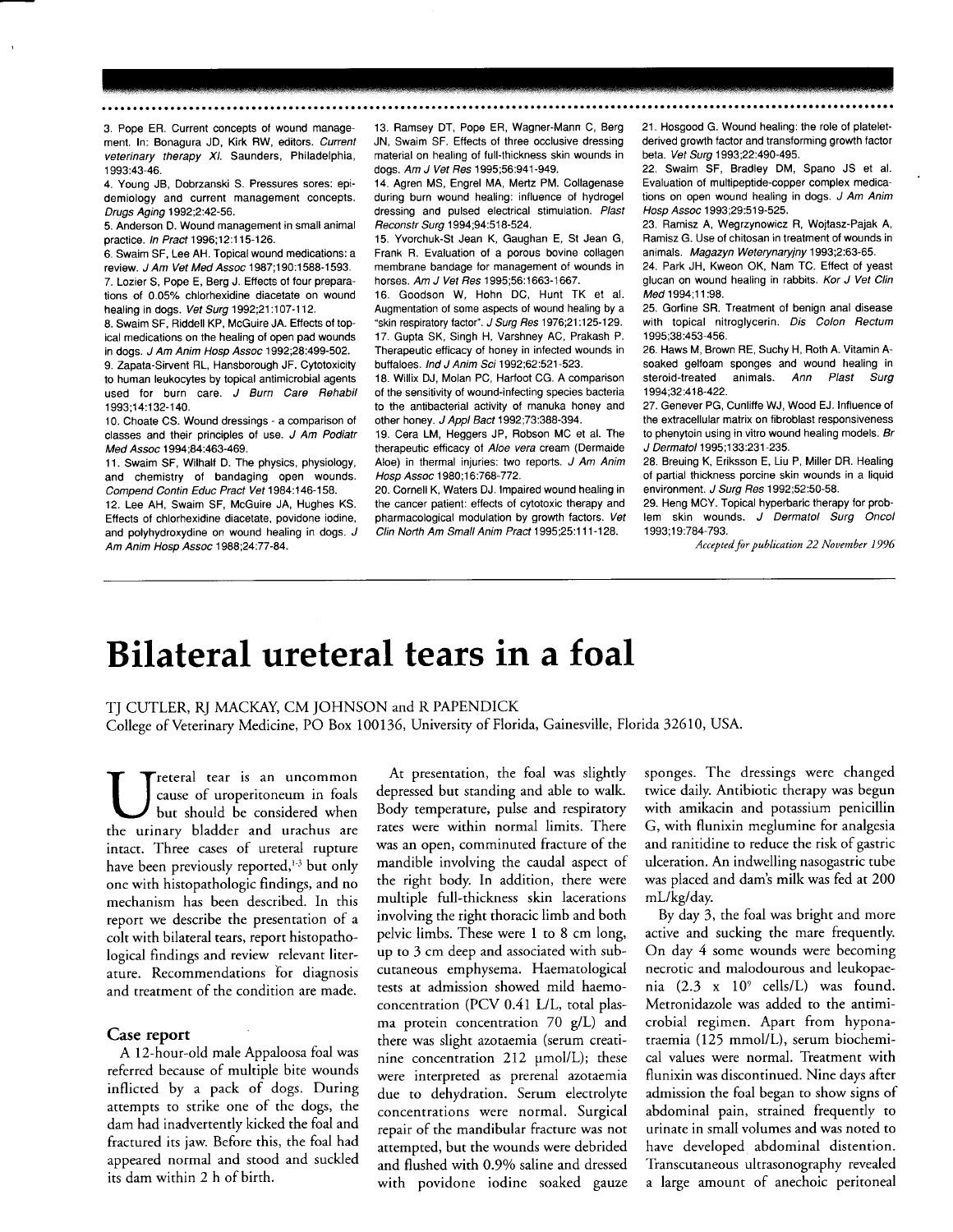3. Pope ER. Current concepts of wound management. In: Bonagura JD, Kirk RW, editors. *Current veterinary therapy XI.* Saunders, Philadelphia, 1993:43-46.

4. Young JB, Dobrzanski S. Pressures sores: epidemiology and current management concepts. *Drugs Aging* 1992;2:42-56.

5. Anderson D. Wound management in small animal practice. *In Pract* 1996;12:115-126.

6. Swaim SF, Lee AH. Topical wound medications: a review. *J Am Vet Med Assoc* 1987;190:1588-1593.

7. Lozier S, Pope E, Berg J. Effects of four preparations of 0.05% chlorhexidine diacetate on wound healing in dogs. *Vet Surg* 1992;21:107-112.

8. Swaim SF, Riddell KP, McGuire JA. Effects of topical medications on the healing of open pad wounds in dogs. *J Am Anim Hosp Assoc* 1992;28:499-502.

9. Zapata-Sirvent RL, Hansborough JF. Cytotoxicity to human leukocytes by topical antimicrobial agents used for burn care. *J Burn Care Rehabil* 1993;14:132-140.

10. Choate CS. Wound dressings - a comparison of classes and their principles of use. *J Am Podiatr Med Assoc* 1994;84:463-469.

11. Swaim SF, Wilhalf D. The physics, physiology, and chemistry of bandaging open wounds. *Compend Contin Educ Pract Vet* 1984:146-158.

12. Lee AH, Swaim SF, McGuire JA, Hughes KS. Effects of chlorhexidine diacetate, povidone iodine, and polyhydroxydine on wound healing in dogs. *J Am Anim Hosp Assoc* 1988;24:77-84.

13. Ramsey DT, Pope ER, Wagner-Mann C, Berg JN, Swaim SF. Effects of three occlusive dressing material on healing of full-thickness skin wounds in dogs. *Am J Vet Res* 1995;56:941-949.

14. Agren MS, Engrel MA, Mertz PM. Collagenase during burn wound healing: influence of hydrogel dressing and pulsed electrical stimulation. *Plast Reconstr Surg* 1994;94:518-524.

15. Yvorchuk-St Jean K, Gaughan E, St Jean G, Frank R. Evaluation of a porous bovine collagen membrane bandage for management of wounds in horses. *Am J Vet Res* 1995;56:1663-1667.

16. Goodson W, Hohn DC, Hunt TK et al. Augmentation of some aspects of wound healing by a "skin respiratory factor". *J Surg Res* 1976;21:125-129.

17. Gupta SK, Singh H, Varshney AC, Prakash P. Therapeutic efficacy of honey in infected wounds in buffaloes. *Ind J Anim Sci* 1992;62:521-523.

18. Willix DJ, Molan PC, Harfoot CG. A comparison of the sensitivity of wound-infecting species bacteria to the antibacterial activity of manuka honey and other honey. *J Appl Bact* 1992;73:388-394.

19. Cera LM, Heggers JP, Robson MC et al. The therapeutic efficacy of *Aloe vera* cream (Dermaide Aloe) in thermal injuries: two reports. *J Am Anim Hosp Assoc* 1980;16:768-772.

20. Cornell K, Waters DJ. Impaired wound healing in the cancer patient: effects of cytotoxic therapy and pharmacological modulation by growth factors. *Vet Clin North Am Small Anim Pract* 1995;25:111-128.

21. Hosgood G. Wound healing: the role of platelet-derived growth factor and transforming growth factor beta. *Vet Surg* 1993;22:490-495.

22. Swaim SF, Bradley DM, Spano JS et al. Evaluation of multipeptide-copper complex medications on open wound healing in dogs. *J Am Anim Hosp Assoc* 1993;29:519-525.

23. Ramisz A, Wegrzynowicz R, Wojtasz-Pajak A, Ramisz G. Use of chitosan in treatment of wounds in animals. *Magazyn Weterynaryjny* 1993;2:63-65.

24. Park JH, Kweon OK, Nam TC. Effect of yeast glucan on wound healing in rabbits. *Kor J Vet Clin Med* 1994;11:98.

25. Gorfine SR. Treatment of benign anal disease with topical nitroglycerin. *Dis Colon Rectum* 1995;38:453-456.

26. Haws M, Brown RE, Suchy H, Roth A. Vitamin A-soaked gelfoam sponges and wound healing in steroid-treated animals. *Ann Plast Surg* 1994;32:418-422.

27. Genever PG, Cunliffe WJ, Wood EJ. Influence of the extracellular matrix on fibroblast responsiveness to phenytoin using in vitro wound healing models. *Br J Dermatol* 1995;133:231-235.

28. Breuing K, Eriksson E, Liu P, Miller DR. Healing of partial thickness porcine skin wounds in a liquid environment. *J Surg Res* 1992;52:50-58.

29. Heng MCY. Topical hyperbaric therapy for problem skin wounds. *J Dermatol Surg Oncol* 1993;19:784-793.

*Accepted for publication 22 November 1996*

# Bilateral ureteral tears in a foal

TJ CUTLER, RJ MACKAY, CM JOHNSON and R PAPENDICK

College of Veterinary Medicine, PO Box 100136, University of Florida, Gainesville, Florida 32610, USA.

Ureteral tear is an uncommon cause of uroperitoneum in foals but should be considered when the urinary bladder and urachus are intact. Three cases of ureteral rupture have been previously reported,[1-3] but only one with histopathologic findings, and no mechanism has been described. In this report we describe the presentation of a colt with bilateral tears, report histopathological findings and review relevant literature. Recommendations for diagnosis and treatment of the condition are made.

## Case report

A 12-hour-old male Appaloosa foal was referred because of multiple bite wounds inflicted by a pack of dogs. During attempts to strike one of the dogs, the dam had inadvertently kicked the foal and fractured its jaw. Before this, the foal had appeared normal and stood and suckled its dam within 2 h of birth.

At presentation, the foal was slightly depressed but standing and able to walk. Body temperature, pulse and respiratory rates were within normal limits. There was an open, comminuted fracture of the mandible involving the caudal aspect of the right body. In addition, there were multiple full-thickness skin lacerations involving the right thoracic limb and both pelvic limbs. These were 1 to 8 cm long, up to 3 cm deep and associated with subcutaneous emphysema. Haematological tests at admission showed mild haemoconcentration (PCV 0.41 L/L, total plasma protein concentration 70 g/L) and there was slight azotaemia (serum creatinine concentration 212 μmol/L); these were interpreted as prerenal azotaemia due to dehydration. Serum electrolyte concentrations were normal. Surgical repair of the mandibular fracture was not attempted, but the wounds were debrided and flushed with 0.9% saline and dressed with povidone iodine soaked gauze sponges. The dressings were changed twice daily. Antibiotic therapy was begun with amikacin and potassium penicillin G, with flunixin meglumine for analgesia and ranitidine to reduce the risk of gastric ulceration. An indwelling nasogastric tube was placed and dam's milk was fed at 200 mL/kg/day.

By day 3, the foal was bright and more active and sucking the mare frequently. On day 4 some wounds were becoming necrotic and malodourous and leukopaenia ($2.3 \times 10^9$ cells/L) was found. Metronidazole was added to the antimicrobial regimen. Apart from hyponatraemia (125 mmol/L), serum biochemical values were normal. Treatment with flunixin was discontinued. Nine days after admission the foal began to show signs of abdominal pain, strained frequently to urinate in small volumes and was noted to have developed abdominal distention. Transcutaneous ultrasonography revealed a large amount of anechoic peritoneal